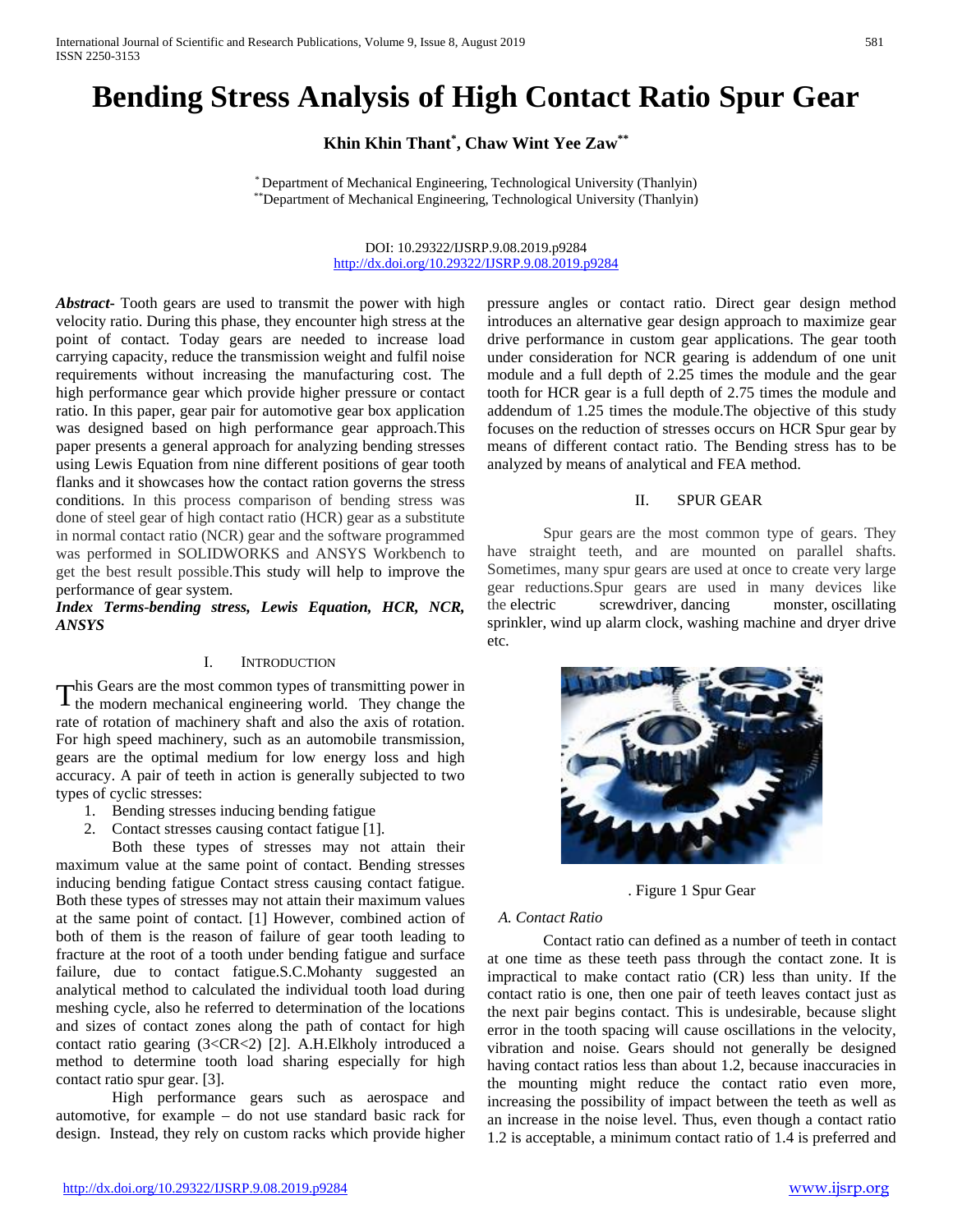# Bending Stress Analysis of High Contact Ratio Spur Gear

**Khin Khin Thant[*], Chaw Wint Yee Zaw[**]**

[*] Department of Mechanical Engineering, Technological University (Thanlyin)
[**]Department of Mechanical Engineering, Technological University (Thanlyin)

DOI: 10.29322/IJSRP.9.08.2019.p9284
http://dx.doi.org/10.29322/IJSRP.9.08.2019.p9284

***Abstract***- Tooth gears are used to transmit the power with high velocity ratio. During this phase, they encounter high stress at the point of contact. Today gears are needed to increase load carrying capacity, reduce the transmission weight and fulfil noise requirements without increasing the manufacturing cost. The high performance gear which provide higher pressure or contact ratio. In this paper, gear pair for automotive gear box application was designed based on high performance gear approach.This paper presents a general approach for analyzing bending stresses using Lewis Equation from nine different positions of gear tooth flanks and it showcases how the contact ration governs the stress conditions. In this process comparison of bending stress was done of steel gear of high contact ratio (HCR) gear as a substitute in normal contact ratio (NCR) gear and the software programmed was performed in SOLIDWORKS and ANSYS Workbench to get the best result possible.This study will help to improve the performance of gear system.

***Index Terms-bending stress, Lewis Equation, HCR, NCR, ANSYS***

## I. Introduction

This Gears are the most common types of transmitting power in the modern mechanical engineering world. They change the rate of rotation of machinery shaft and also the axis of rotation. For high speed machinery, such as an automobile transmission, gears are the optimal medium for low energy loss and high accuracy. A pair of teeth in action is generally subjected to two types of cyclic stresses:

1. Bending stresses inducing bending fatigue
2. Contact stresses causing contact fatigue [1].

Both these types of stresses may not attain their maximum value at the same point of contact. Bending stresses inducing bending fatigue Contact stress causing contact fatigue. Both these types of stresses may not attain their maximum values at the same point of contact. [1] However, combined action of both of them is the reason of failure of gear tooth leading to fracture at the root of a tooth under bending fatigue and surface failure, due to contact fatigue.S.C.Mohanty suggested an analytical method to calculated the individual tooth load during meshing cycle, also he referred to determination of the locations and sizes of contact zones along the path of contact for high contact ratio gearing (3<CR<2) [2]. A.H.Elkholy introduced a method to determine tooth load sharing especially for high contact ratio spur gear. [3].

High performance gears such as aerospace and automotive, for example – do not use standard basic rack for design. Instead, they rely on custom racks which provide higher pressure angles or contact ratio. Direct gear design method introduces an alternative gear design approach to maximize gear drive performance in custom gear applications. The gear tooth under consideration for NCR gearing is addendum of one unit module and a full depth of 2.25 times the module and the gear tooth for HCR gear is a full depth of 2.75 times the module and addendum of 1.25 times the module.The objective of this study focuses on the reduction of stresses occurs on HCR Spur gear by means of different contact ratio. The Bending stress has to be analyzed by means of analytical and FEA method.

## II. Spur Gear

Spur gears are the most common type of gears. They have straight teeth, and are mounted on parallel shafts. Sometimes, many spur gears are used at once to create very large gear reductions.Spur gears are used in many devices like the electric screwdriver, dancing monster, oscillating sprinkler, wind up alarm clock, washing machine and dryer drive etc.

. Figure 1 Spur Gear

### A. Contact Ratio

Contact ratio can defined as a number of teeth in contact at one time as these teeth pass through the contact zone. It is impractical to make contact ratio (CR) less than unity. If the contact ratio is one, then one pair of teeth leaves contact just as the next pair begins contact. This is undesirable, because slight error in the tooth spacing will cause oscillations in the velocity, vibration and noise. Gears should not generally be designed having contact ratios less than about 1.2, because inaccuracies in the mounting might reduce the contact ratio even more, increasing the possibility of impact between the teeth as well as an increase in the noise level. Thus, even though a contact ratio 1.2 is acceptable, a minimum contact ratio of 1.4 is preferred and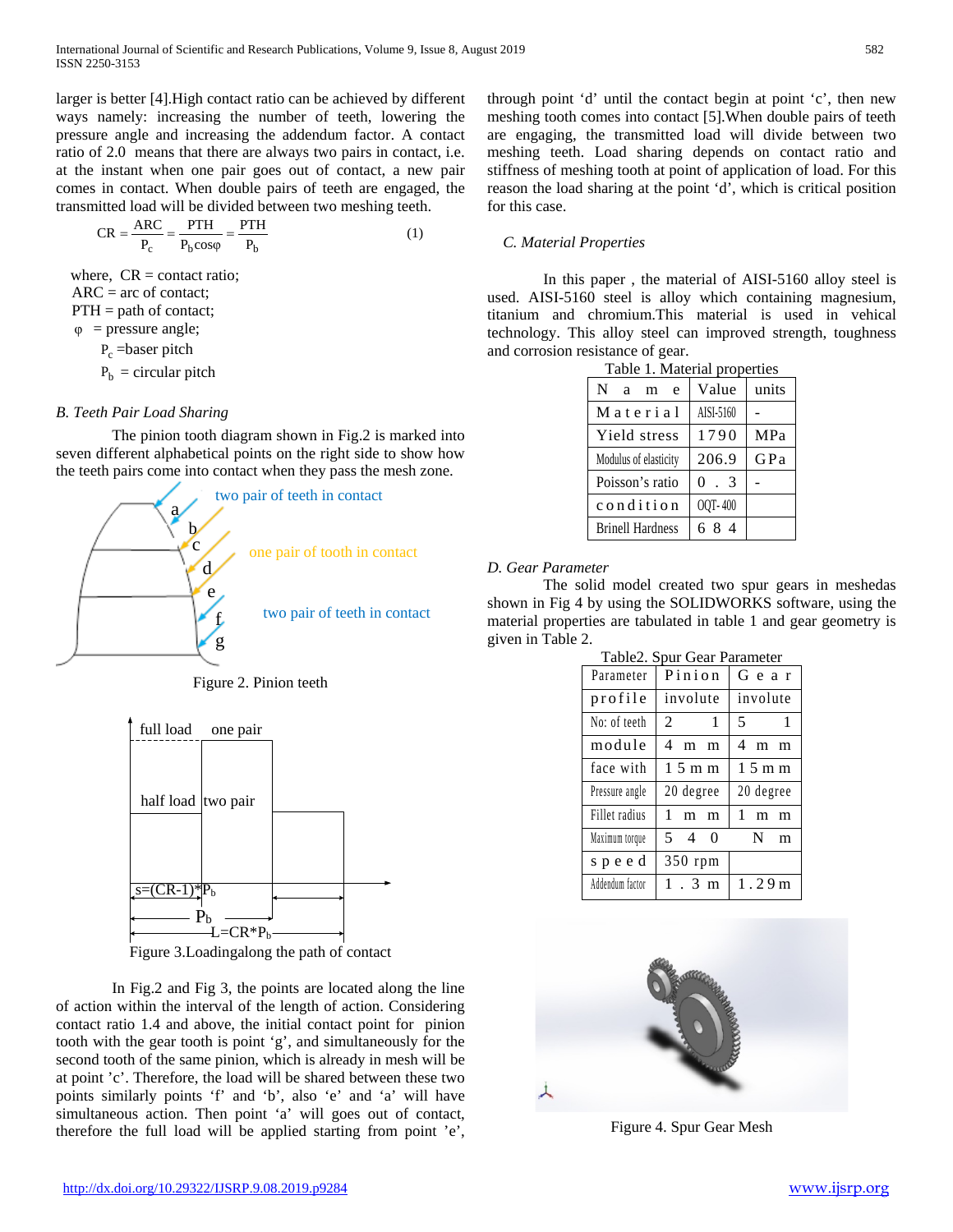larger is better [4].High contact ratio can be achieved by different ways namely: increasing the number of teeth, lowering the pressure angle and increasing the addendum factor. A contact ratio of 2.0 means that there are always two pairs in contact, i.e. at the instant when one pair goes out of contact, a new pair comes in contact. When double pairs of teeth are engaged, the transmitted load will be divided between two meshing teeth.

$$CR = \frac{ARC}{P_c} = \frac{PTH}{P_b \cos\varphi} = \frac{PTH}{P_b} \qquad (1)$$

where, CR = contact ratio;
ARC = arc of contact;
PTH = path of contact;
$\varphi$ = pressure angle;
$P_c$ =baser pitch
$P_b$ = circular pitch

*B. Teeth Pair Load Sharing*

The pinion tooth diagram shown in Fig.2 is marked into seven different alphabetical points on the right side to show how the teeth pairs come into contact when they pass the mesh zone.

Figure 2. Pinion teeth

Figure 3.Loadingalong the path of contact

In Fig.2 and Fig 3, the points are located along the line of action within the interval of the length of action. Considering contact ratio 1.4 and above, the initial contact point for pinion tooth with the gear tooth is point 'g', and simultaneously for the second tooth of the same pinion, which is already in mesh will be at point 'c'. Therefore, the load will be shared between these two points similarly points 'f' and 'b', also 'e' and 'a' will have simultaneous action. Then point 'a' will goes out of contact, therefore the full load will be applied starting from point 'e', through point 'd' until the contact begin at point 'c', then new meshing tooth comes into contact [5].When double pairs of teeth are engaging, the transmitted load will divide between two meshing teeth. Load sharing depends on contact ratio and stiffness of meshing tooth at point of application of load. For this reason the load sharing at the point 'd', which is critical position for this case.

*C. Material Properties*

In this paper , the material of AISI-5160 alloy steel is used. AISI-5160 steel is alloy which containing magnesium, titanium and chromium.This material is used in vehical technology. This alloy steel can improved strength, toughness and corrosion resistance of gear.

Table 1. Material properties

| Name | Value | units |
|---|---|---|
| Material | AISI-5160 | - |
| Yield stress | 1790 | MPa |
| Modulus of elasticity | 206.9 | GPa |
| Poisson's ratio | 0.3 | - |
| condition | OQT- 400 | |
| Brinell Hardness | 684 | |

*D. Gear Parameter*

The solid model created two spur gears in meshedas shown in Fig 4 by using the SOLIDWORKS software, using the material properties are tabulated in table 1 and gear geometry is given in Table 2.

Table2. Spur Gear Parameter

| Parameter | Pinion | Gear |
|---|---|---|
| profile | involute | involute |
| No: of teeth | 21 | 51 |
| module | 4 mm | 4 mm |
| face with | 15mm | 15mm |
| Pressure angle | 20 degree | 20 degree |
| Fillet radius | 1 mm | 1 mm |
| Maximum torque | 540 | Nm |
| speed | 350 rpm | |
| Addendum factor | 1.3m | 1.29m |

Figure 4. Spur Gear Mesh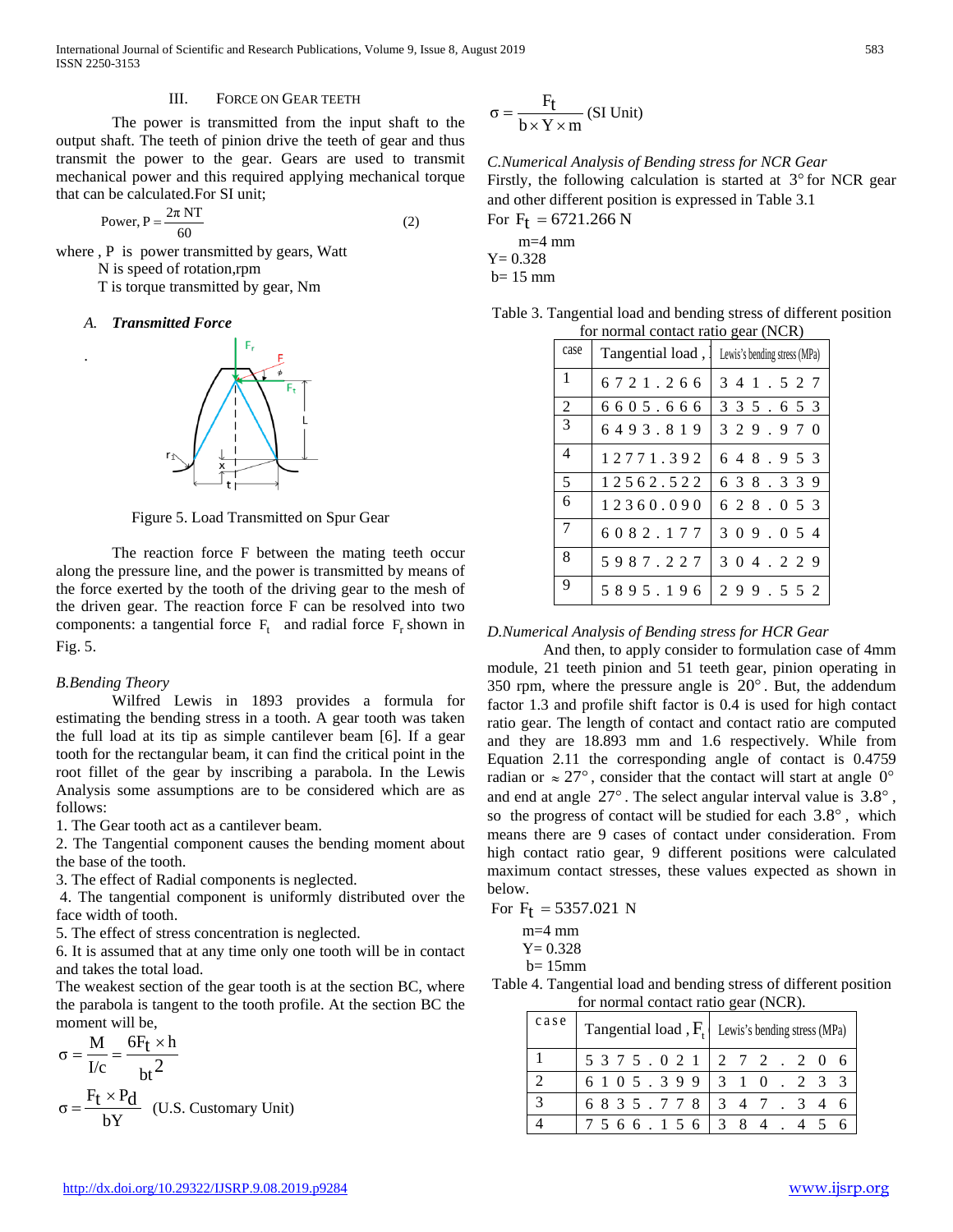## III. Force on Gear Teeth

The power is transmitted from the input shaft to the output shaft. The teeth of pinion drive the teeth of gear and thus transmit the power to the gear. Gears are used to transmit mechanical power and this required applying mechanical torque that can be calculated.For SI unit;

$$\text{Power, } P = \frac{2\pi NT}{60} \qquad (2)$$

where , P is power transmitted by gears, Watt
N is speed of rotation,rpm
T is torque transmitted by gear, Nm

### *A. Transmitted Force*

.

Figure 5. Load Transmitted on Spur Gear

The reaction force F between the mating teeth occur along the pressure line, and the power is transmitted by means of the force exerted by the tooth of the driving gear to the mesh of the driven gear. The reaction force F can be resolved into two components: a tangential force $F_t$ and radial force $F_r$ shown in Fig. 5.

### *B.Bending Theory*

Wilfred Lewis in 1893 provides a formula for estimating the bending stress in a tooth. A gear tooth was taken the full load at its tip as simple cantilever beam [6]. If a gear tooth for the rectangular beam, it can find the critical point in the root fillet of the gear by inscribing a parabola. In the Lewis Analysis some assumptions are to be considered which are as follows:

1. The Gear tooth act as a cantilever beam.
2. The Tangential component causes the bending moment about the base of the tooth.
3. The effect of Radial components is neglected.
4. The tangential component is uniformly distributed over the face width of tooth.
5. The effect of stress concentration is neglected.
6. It is assumed that at any time only one tooth will be in contact and takes the total load.

The weakest section of the gear tooth is at the section BC, where the parabola is tangent to the tooth profile. At the section BC the moment will be,

$$\sigma = \frac{M}{I/c} = \frac{6F_t \times h}{bt^2}$$

$$\sigma = \frac{F_t \times P_d}{bY} \quad \text{(U.S. Customary Unit)}$$

$$\sigma = \frac{F_t}{b \times Y \times m} \quad \text{(SI Unit)}$$

### *C.Numerical Analysis of Bending stress for NCR Gear*

Firstly, the following calculation is started at $3°$ for NCR gear and other different position is expressed in Table 3.1

For $F_t = 6721.266$ N
m=4 mm
Y= 0.328
b= 15 mm

Table 3. Tangential load and bending stress of different position for normal contact ratio gear (NCR)

| case | Tangential load , | Lewis's bending stress (MPa) |
|---|---|---|
| 1 | 6721.266 | 341.527 |
| 2 | 6605.666 | 335.653 |
| 3 | 6493.819 | 329.970 |
| 4 | 12771.392 | 648.953 |
| 5 | 12562.522 | 638.339 |
| 6 | 12360.090 | 628.053 |
| 7 | 6082.177 | 309.054 |
| 8 | 5987.227 | 304.229 |
| 9 | 5895.196 | 299.552 |

### *D.Numerical Analysis of Bending stress for HCR Gear*

And then, to apply consider to formulation case of 4mm module, 21 teeth pinion and 51 teeth gear, pinion operating in 350 rpm, where the pressure angle is $20°$. But, the addendum factor 1.3 and profile shift factor is 0.4 is used for high contact ratio gear. The length of contact and contact ratio are computed and they are 18.893 mm and 1.6 respectively. While from Equation 2.11 the corresponding angle of contact is 0.4759 radian or $\approx 27°$, consider that the contact will start at angle $0°$ and end at angle $27°$. The select angular interval value is $3.8°$, so the progress of contact will be studied for each $3.8°$, which means there are 9 cases of contact under consideration. From high contact ratio gear, 9 different positions were calculated maximum contact stresses, these values expected as shown in below.

For $F_t = 5357.021$ N
m=4 mm
Y= 0.328
b= 15mm

Table 4. Tangential load and bending stress of different position for normal contact ratio gear (NCR).

| case | Tangential load , $F_t$ | Lewis's bending stress (MPa) |
|---|---|---|
| 1 | 5375.021 | 272.206 |
| 2 | 6105.399 | 310.233 |
| 3 | 6835.778 | 347.346 |
| 4 | 7566.156 | 384.456 |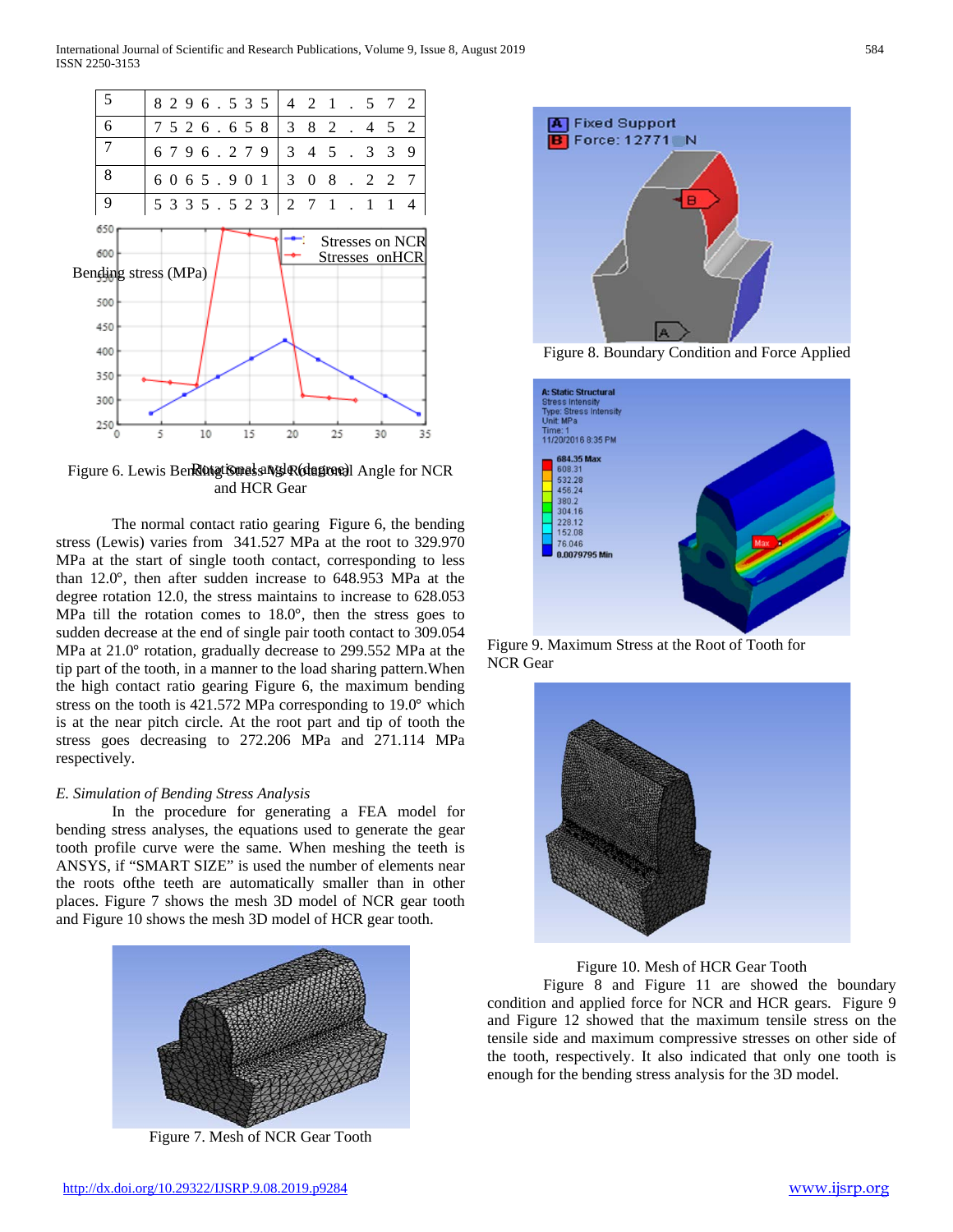| 5 | 8296.535 | 421.572 |
|---|---|---|
| 6 | 7526.658 | 382.452 |
| 7 | 6796.279 | 345.339 |
| 8 | 6065.901 | 308.227 |
| 9 | 5335.523 | 271.114 |

Figure 6. Lewis Bending Stress Vs Rotational Angle for NCR and HCR Gear

The normal contact ratio gearing Figure 6, the bending stress (Lewis) varies from 341.527 MPa at the root to 329.970 MPa at the start of single tooth contact, corresponding to less than 12.0°, then after sudden increase to 648.953 MPa at the degree rotation 12.0, the stress maintains to increase to 628.053 MPa till the rotation comes to 18.0°, then the stress goes to sudden decrease at the end of single pair tooth contact to 309.054 MPa at 21.0° rotation, gradually decrease to 299.552 MPa at the tip part of the tooth, in a manner to the load sharing pattern.When the high contact ratio gearing Figure 6, the maximum bending stress on the tooth is 421.572 MPa corresponding to 19.0° which is at the near pitch circle. At the root part and tip of tooth the stress goes decreasing to 272.206 MPa and 271.114 MPa respectively.

*E. Simulation of Bending Stress Analysis*

In the procedure for generating a FEA model for bending stress analyses, the equations used to generate the gear tooth profile curve were the same. When meshing the teeth is ANSYS, if “SMART SIZE” is used the number of elements near the roots ofthe teeth are automatically smaller than in other places. Figure 7 shows the mesh 3D model of NCR gear tooth and Figure 10 shows the mesh 3D model of HCR gear tooth.

Figure 7. Mesh of NCR Gear Tooth

Figure 8. Boundary Condition and Force Applied

Figure 9. Maximum Stress at the Root of Tooth for NCR Gear

Figure 10. Mesh of HCR Gear Tooth

Figure 8 and Figure 11 are showed the boundary condition and applied force for NCR and HCR gears. Figure 9 and Figure 12 showed that the maximum tensile stress on the tensile side and maximum compressive stresses on other side of the tooth, respectively. It also indicated that only one tooth is enough for the bending stress analysis for the 3D model.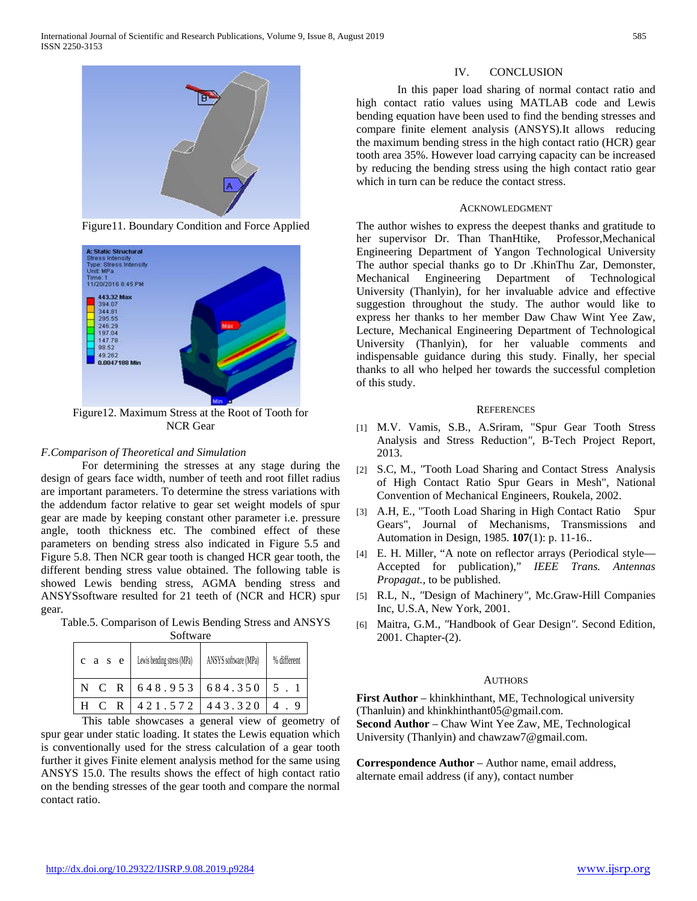Figure11. Boundary Condition and Force Applied

A: Static Structural
Stress Intensity
Type: Stress Intensity
Unit: MPa
Time: 1
11/20/2016 8:45 PM

443.32 Max
394.07
344.81
295.55
246.29
197.04
147.78
98.52
49.262
0.0047188 Min

Max
Min

Figure12. Maximum Stress at the Root of Tooth for NCR Gear

### *F.Comparison of Theoretical and Simulation*

For determining the stresses at any stage during the design of gears face width, number of teeth and root fillet radius are important parameters. To determine the stress variations with the addendum factor relative to gear set weight models of spur gear are made by keeping constant other parameter i.e. pressure angle, tooth thickness etc. The combined effect of these parameters on bending stress also indicated in Figure 5.5 and Figure 5.8. Then NCR gear tooth is changed HCR gear tooth, the different bending stress value obtained. The following table is showed Lewis bending stress, AGMA bending stress and ANSYSsoftware resulted for 21 teeth of (NCR and HCR) spur gear.

Table.5. Comparison of Lewis Bending Stress and ANSYS Software

| case | Lewis bending stress (MPa) | ANSYS software (MPa) | % different |
|---|---|---|---|
| NCR | 648.953 | 684.350 | 5.1 |
| HCR | 421.572 | 443.320 | 4.9 |

This table showcases a general view of geometry of spur gear under static loading. It states the Lewis equation which is conventionally used for the stress calculation of a gear tooth further it gives Finite element analysis method for the same using ANSYS 15.0. The results shows the effect of high contact ratio on the bending stresses of the gear tooth and compare the normal contact ratio.

## IV. CONCLUSION

In this paper load sharing of normal contact ratio and high contact ratio values using MATLAB code and Lewis bending equation have been used to find the bending stresses and compare finite element analysis (ANSYS).It allows reducing the maximum bending stress in the high contact ratio (HCR) gear tooth area 35%. However load carrying capacity can be increased by reducing the bending stress using the high contact ratio gear which in turn can be reduce the contact stress.

## ACKNOWLEDGMENT

The author wishes to express the deepest thanks and gratitude to her supervisor Dr. Than ThanHtike, Professor,Mechanical Engineering Department of Yangon Technological University The author special thanks go to Dr .KhinThu Zar, Demonster, Mechanical Engineering Department of Technological University (Thanlyin), for her invaluable advice and effective suggestion throughout the study. The author would like to express her thanks to her member Daw Chaw Wint Yee Zaw, Lecture, Mechanical Engineering Department of Technological University (Thanlyin), for her valuable comments and indispensable guidance during this study. Finally, her special thanks to all who helped her towards the successful completion of this study.

## REFERENCES

[1] M.V. Vamis, S.B., A.Sriram, "Spur Gear Tooth Stress Analysis and Stress Reduction*",* B-Tech Project Report, 2013.

[2] S.C, M., *"*Tooth Load Sharing and Contact Stress Analysis of High Contact Ratio Spur Gears in Mesh", National Convention of Mechanical Engineers, Roukela, 2002.

[3] A.H, E., "Tooth Load Sharing in High Contact Ratio Spur Gears", Journal of Mechanisms, Transmissions and Automation in Design, 1985. **107**(1): p. 11-16..

[4] E. H. Miller, "A note on reflector arrays (Periodical style—Accepted for publication)," *IEEE Trans. Antennas Propagat.*, to be published.

[5] R.L, N., *"*Design of Machinery*"*, Mc.Graw-Hill Companies Inc, U.S.A, New York, 2001.

[6] Maitra, G.M., *"*Handbook of Gear Design*"*. Second Edition, 2001. Chapter-(2).

## AUTHORS

**First Author** – khinkhinthant, ME, Technological university (Thanluin) and khinkhinthant05@gmail.com.

**Second Author** – Chaw Wint Yee Zaw, ME, Technological University (Thanlyin) and chawzaw7@gmail.com.

**Correspondence Author** – Author name, email address, alternate email address (if any), contact number